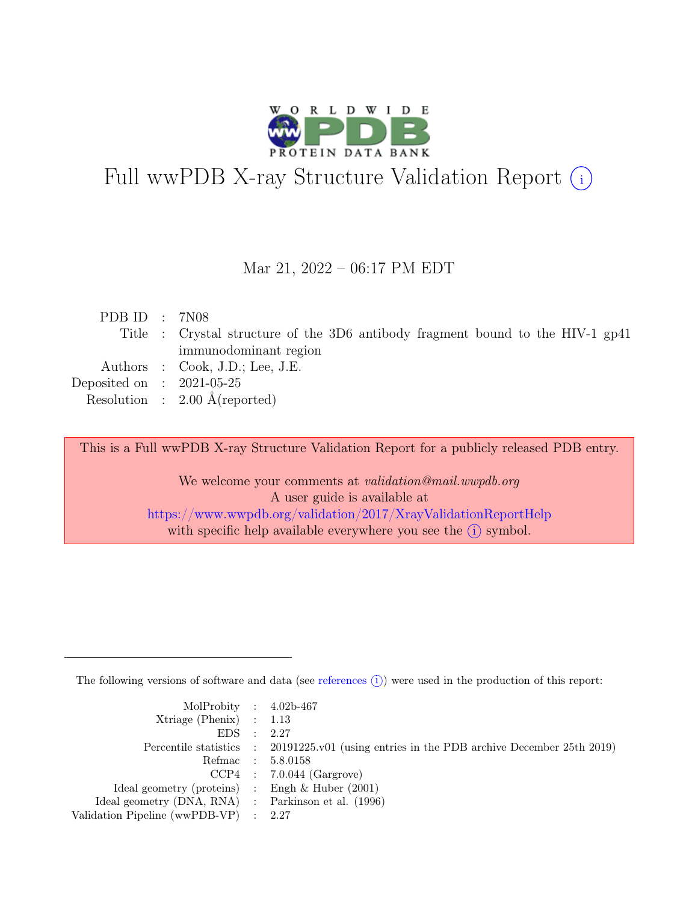# Full wwPDB X-ray Structure Validation Report (i)

Mar 21, 2022 – 06:17 PM EDT

| | | |
|---|---|---|
| PDB ID | : | 7N08 |
| Title | : | Crystal structure of the 3D6 antibody fragment bound to the HIV-1 gp41 immunodominant region |
| Authors | : | Cook, J.D.; Lee, J.E. |
| Deposited on | : | 2021-05-25 |
| Resolution | : | 2.00 Å(reported) |

This is a Full wwPDB X-ray Structure Validation Report for a publicly released PDB entry.

We welcome your comments at *validation@mail.wwpdb.org*
A user guide is available at
https://www.wwpdb.org/validation/2017/XrayValidationReportHelp
with specific help available everywhere you see the (i) symbol.

---

The following versions of software and data (see references (i)) were used in the production of this report:

| | | |
|---|---|---|
| MolProbity | : | 4.02b-467 |
| Xtriage (Phenix) | : | 1.13 |
| EDS | : | 2.27 |
| Percentile statistics | : | 20191225.v01 (using entries in the PDB archive December 25th 2019) |
| Refmac | : | 5.8.0158 |
| CCP4 | : | 7.0.044 (Gargrove) |
| Ideal geometry (proteins) | : | Engh & Huber (2001) |
| Ideal geometry (DNA, RNA) | : | Parkinson et al. (1996) |
| Validation Pipeline (wwPDB-VP) | : | 2.27 |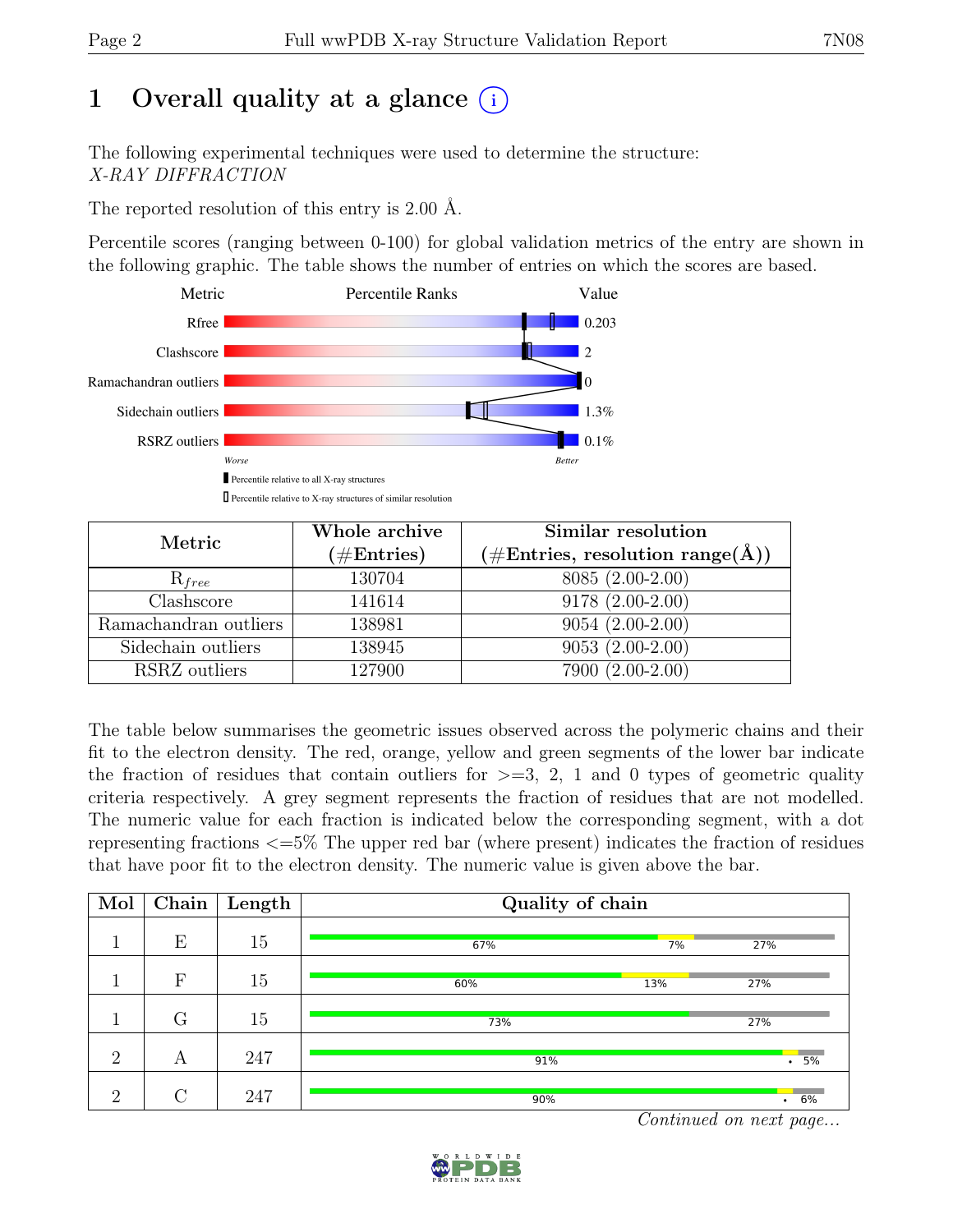# 1 Overall quality at a glance (i)

The following experimental techniques were used to determine the structure:
*X-RAY DIFFRACTION*

The reported resolution of this entry is 2.00 Å.

Percentile scores (ranging between 0-100) for global validation metrics of the entry are shown in the following graphic. The table shows the number of entries on which the scores are based.

| Metric | Value |
|---|---|
| Rfree | 0.203 |
| Clashscore | 2 |
| Ramachandran outliers | 0 |
| Sidechain outliers | 1.3% |
| RSRZ outliers | 0.1% |

Worse — Better

▮ Percentile relative to all X-ray structures

▯ Percentile relative to X-ray structures of similar resolution

| Metric | Whole archive (#Entries) | Similar resolution (#Entries, resolution range(Å)) |
|---|---|---|
| $R_{free}$ | 130704 | 8085 (2.00-2.00) |
| Clashscore | 141614 | 9178 (2.00-2.00) |
| Ramachandran outliers | 138981 | 9054 (2.00-2.00) |
| Sidechain outliers | 138945 | 9053 (2.00-2.00) |
| RSRZ outliers | 127900 | 7900 (2.00-2.00) |

The table below summarises the geometric issues observed across the polymeric chains and their fit to the electron density. The red, orange, yellow and green segments of the lower bar indicate the fraction of residues that contain outliers for >=3, 2, 1 and 0 types of geometric quality criteria respectively. A grey segment represents the fraction of residues that are not modelled. The numeric value for each fraction is indicated below the corresponding segment, with a dot representing fractions <=5% The upper red bar (where present) indicates the fraction of residues that have poor fit to the electron density. The numeric value is given above the bar.

| Mol | Chain | Length | Quality of chain |
|---|---|---|---|
| 1 | E | 15 | 67% • 7% • 27% |
| 1 | F | 15 | 60% • 13% • 27% |
| 1 | G | 15 | 73% • 27% |
| 2 | A | 247 | 91% • • 5% |
| 2 | C | 247 | 90% • • 6% |

*Continued on next page...*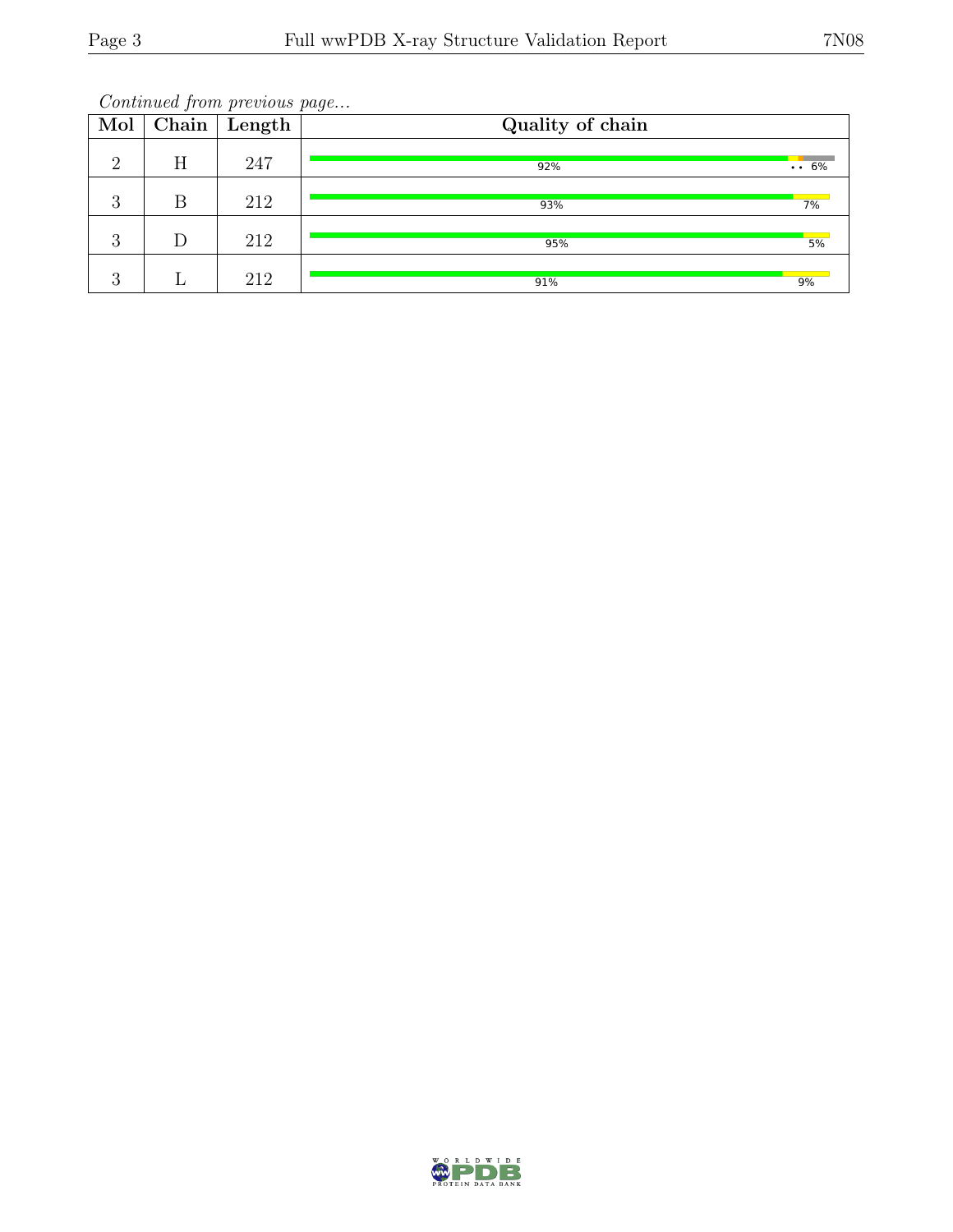*Continued from previous page...*

| Mol | Chain | Length | Quality of chain |
|---|---|---|---|
| 2 | H | 247 | 92% •• 6% |
| 3 | B | 212 | 93% 7% |
| 3 | D | 212 | 95% 5% |
| 3 | L | 212 | 91% 9% |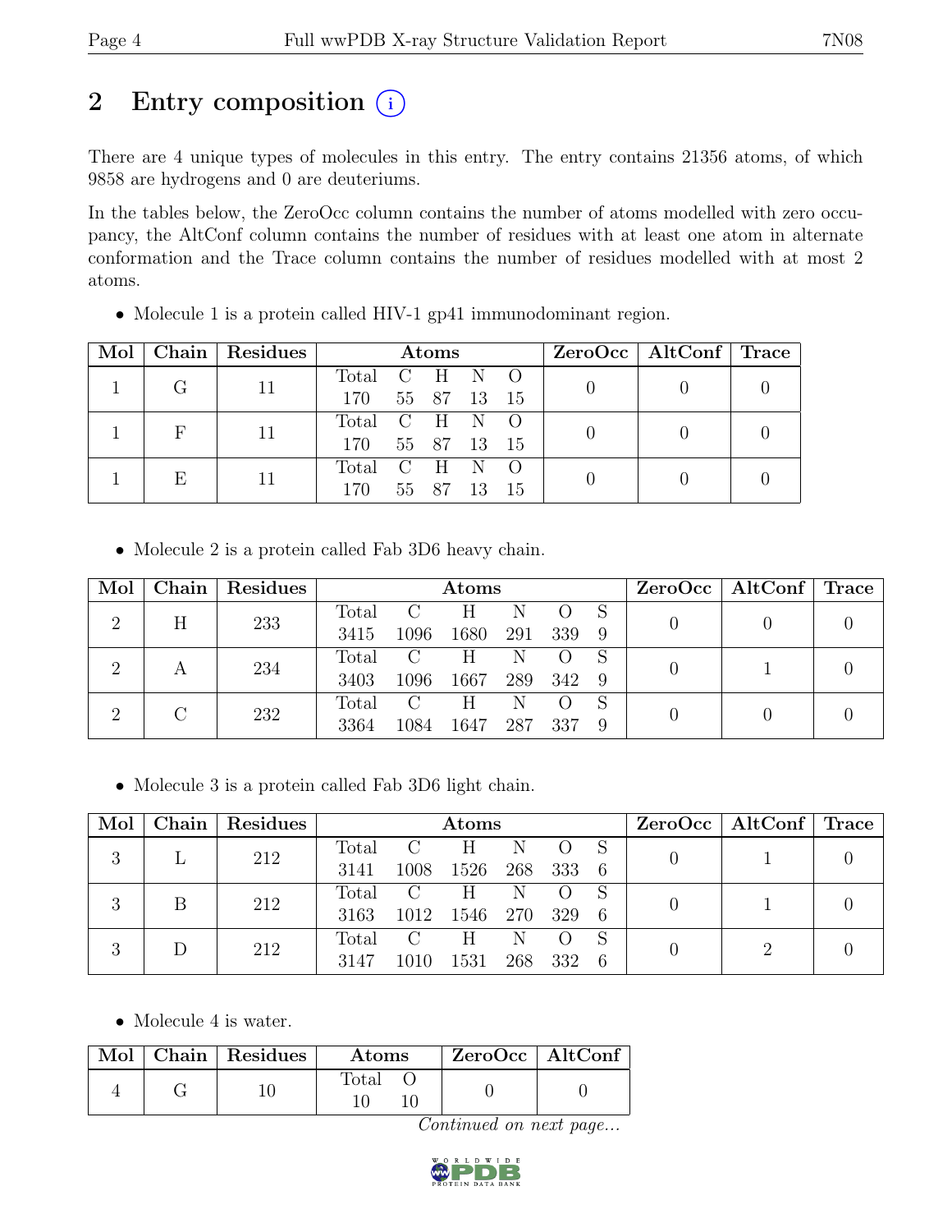# 2 Entry composition (i)

There are 4 unique types of molecules in this entry. The entry contains 21356 atoms, of which 9858 are hydrogens and 0 are deuteriums.

In the tables below, the ZeroOcc column contains the number of atoms modelled with zero occupancy, the AltConf column contains the number of residues with at least one atom in alternate conformation and the Trace column contains the number of residues modelled with at most 2 atoms.

- Molecule 1 is a protein called HIV-1 gp41 immunodominant region.

| Mol | Chain | Residues | Atoms | | | | | ZeroOcc | AltConf | Trace |
|---|---|---|---|---|---|---|---|---|---|---|
| | | | Total | C | H | N | O | | | |
| 1 | G | 11 | 170 | 55 | 87 | 13 | 15 | 0 | 0 | 0 |
| 1 | F | 11 | 170 | 55 | 87 | 13 | 15 | 0 | 0 | 0 |
| 1 | E | 11 | 170 | 55 | 87 | 13 | 15 | 0 | 0 | 0 |

- Molecule 2 is a protein called Fab 3D6 heavy chain.

| Mol | Chain | Residues | Atoms | | | | | | ZeroOcc | AltConf | Trace |
|---|---|---|---|---|---|---|---|---|---|---|---|
| | | | Total | C | H | N | O | S | | | |
| 2 | H | 233 | 3415 | 1096 | 1680 | 291 | 339 | 9 | 0 | 0 | 0 |
| 2 | A | 234 | 3403 | 1096 | 1667 | 289 | 342 | 9 | 0 | 1 | 0 |
| 2 | C | 232 | 3364 | 1084 | 1647 | 287 | 337 | 9 | 0 | 0 | 0 |

- Molecule 3 is a protein called Fab 3D6 light chain.

| Mol | Chain | Residues | Atoms | | | | | | ZeroOcc | AltConf | Trace |
|---|---|---|---|---|---|---|---|---|---|---|---|
| | | | Total | C | H | N | O | S | | | |
| 3 | L | 212 | 3141 | 1008 | 1526 | 268 | 333 | 6 | 0 | 1 | 0 |
| 3 | B | 212 | 3163 | 1012 | 1546 | 270 | 329 | 6 | 0 | 1 | 0 |
| 3 | D | 212 | 3147 | 1010 | 1531 | 268 | 332 | 6 | 0 | 2 | 0 |

- Molecule 4 is water.

| Mol | Chain | Residues | Atoms | | ZeroOcc | AltConf |
|---|---|---|---|---|---|---|
| | | | Total | O | | |
| 4 | G | 10 | 10 | 10 | 0 | 0 |

*Continued on next page...*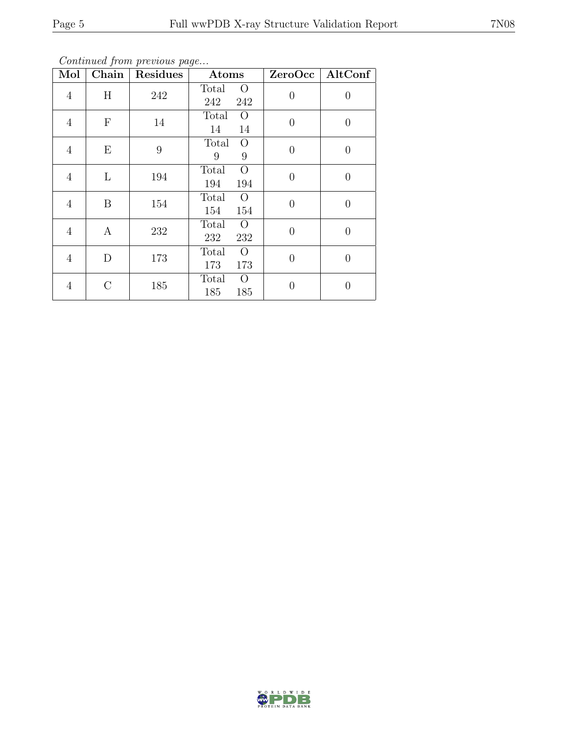*Continued from previous page...*

| Mol | Chain | Residues | Atoms | | ZeroOcc | AltConf |
|---|---|---|---|---|---|---|
| 4 | H | 242 | Total 242 | O 242 | 0 | 0 |
| 4 | F | 14 | Total 14 | O 14 | 0 | 0 |
| 4 | E | 9 | Total 9 | O 9 | 0 | 0 |
| 4 | L | 194 | Total 194 | O 194 | 0 | 0 |
| 4 | B | 154 | Total 154 | O 154 | 0 | 0 |
| 4 | A | 232 | Total 232 | O 232 | 0 | 0 |
| 4 | D | 173 | Total 173 | O 173 | 0 | 0 |
| 4 | C | 185 | Total 185 | O 185 | 0 | 0 |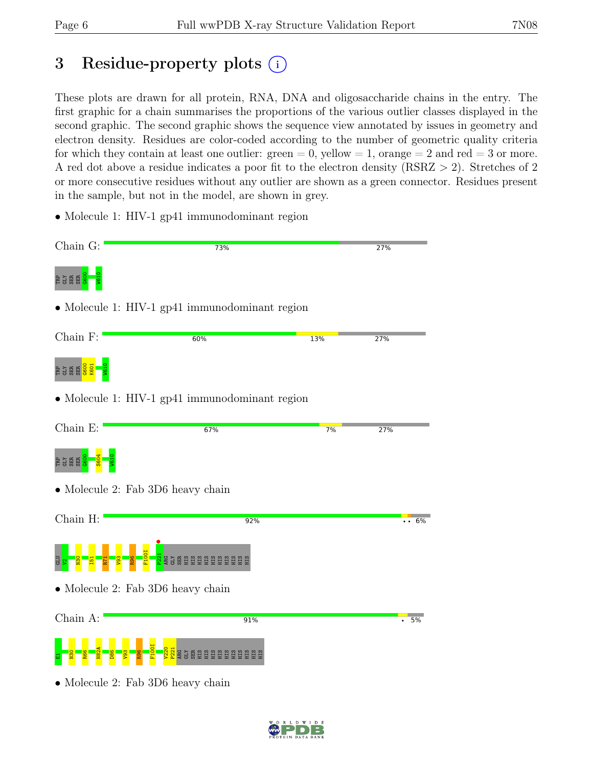# 3 Residue-property plots

These plots are drawn for all protein, RNA, DNA and oligosaccharide chains in the entry. The first graphic for a chain summarises the proportions of the various outlier classes displayed in the second graphic. The second graphic shows the sequence view annotated by issues in geometry and electron density. Residues are color-coded according to the number of geometric quality criteria for which they contain at least one outlier: green = 0, yellow = 1, orange = 2 and red = 3 or more. A red dot above a residue indicates a poor fit to the electron density (RSRZ > 2). Stretches of 2 or more consecutive residues without any outlier are shown as a green connector. Residues present in the sample, but not in the model, are shown in grey.

- Molecule 1: HIV-1 gp41 immunodominant region

Chain G: 73% 27%

TRP GLY SER SER G600 W610

- Molecule 1: HIV-1 gp41 immunodominant region

Chain F: 60% 13% 27%

TRP GLY SER SER G600 K601 W610

- Molecule 1: HIV-1 gp41 immunodominant region

Chain E: 67% 7% 27%

TRP GLY SER SER G600 S604 W610

- Molecule 2: Fab 3D6 heavy chain

Chain H: 92% •• 6%

GLU V2 N30 I51 R71 V93 R96 F100I P221 ARG GLY SER HIS HIS HIS HIS HIS HIS HIS HIS

- Molecule 2: Fab 3D6 heavy chain

Chain A: 91% • 5%

E1 N30 R66 N82A D86 V93 R96 F100I V220 P221 ARG GLY SER HIS HIS HIS HIS HIS HIS HIS HIS

- Molecule 2: Fab 3D6 heavy chain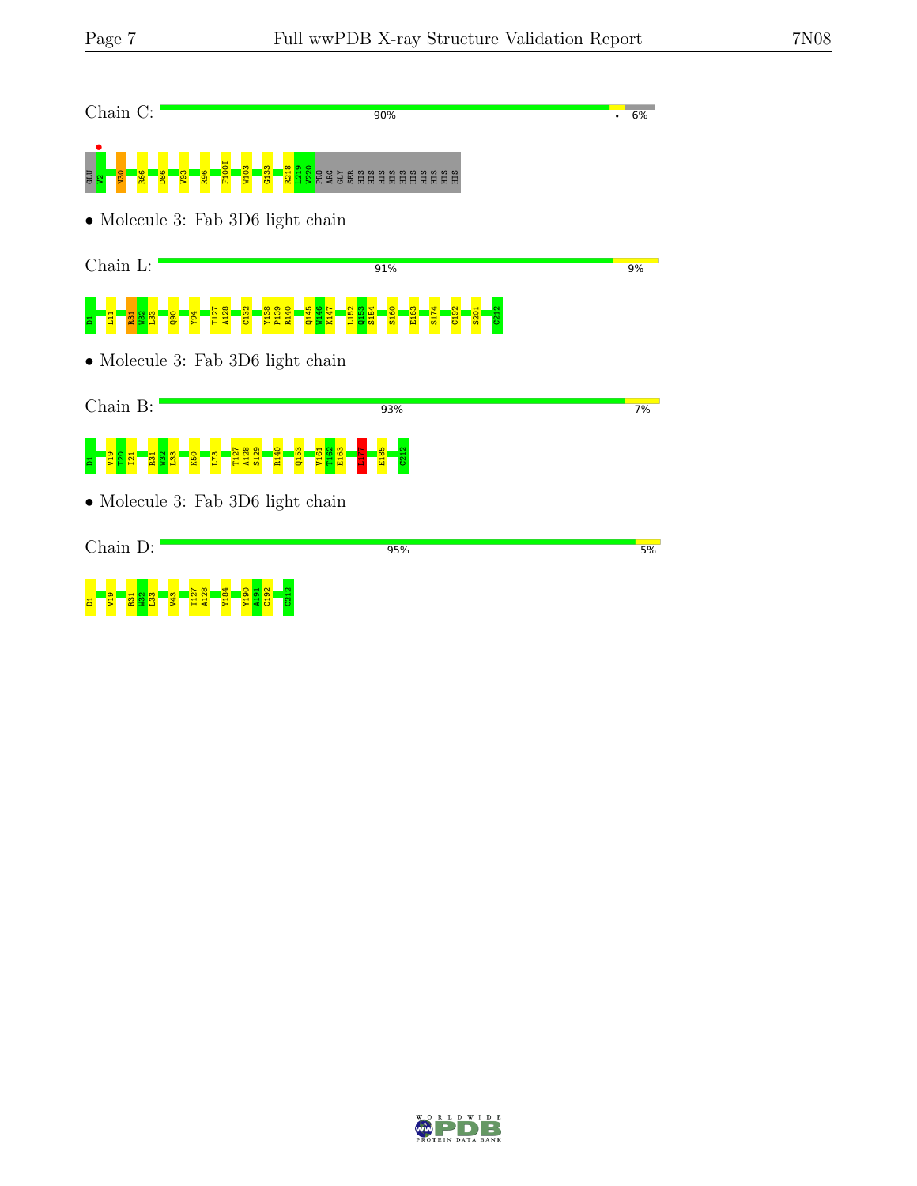Chain C: 90% • 6%

GLU V2 N30 R66 D86 V93 R96 F100I W103 G133 R218 L219 V220 PRO ARG GLY SER HIS HIS HIS HIS HIS HIS HIS HIS HIS HIS

• Molecule 3: Fab 3D6 light chain

Chain L: 91% 9%

D1 L11 R31 W32 L33 Q90 Y94 T127 A128 C132 Y138 P139 R140 Q145 W146 K147 L152 Q153 S154 S160 E163 S174 C192 S201 C212

• Molecule 3: Fab 3D6 light chain

Chain B: 93% 7%

D1 V19 T20 I21 R31 W32 L33 K50 L73 T127 A128 S129 R140 Q153 V161 T162 E163 S177 E185 C212

• Molecule 3: Fab 3D6 light chain

Chain D: 95% 5%

D1 V19 R31 W32 L33 V43 T127 A128 Y184 Y190 A191 C192 C212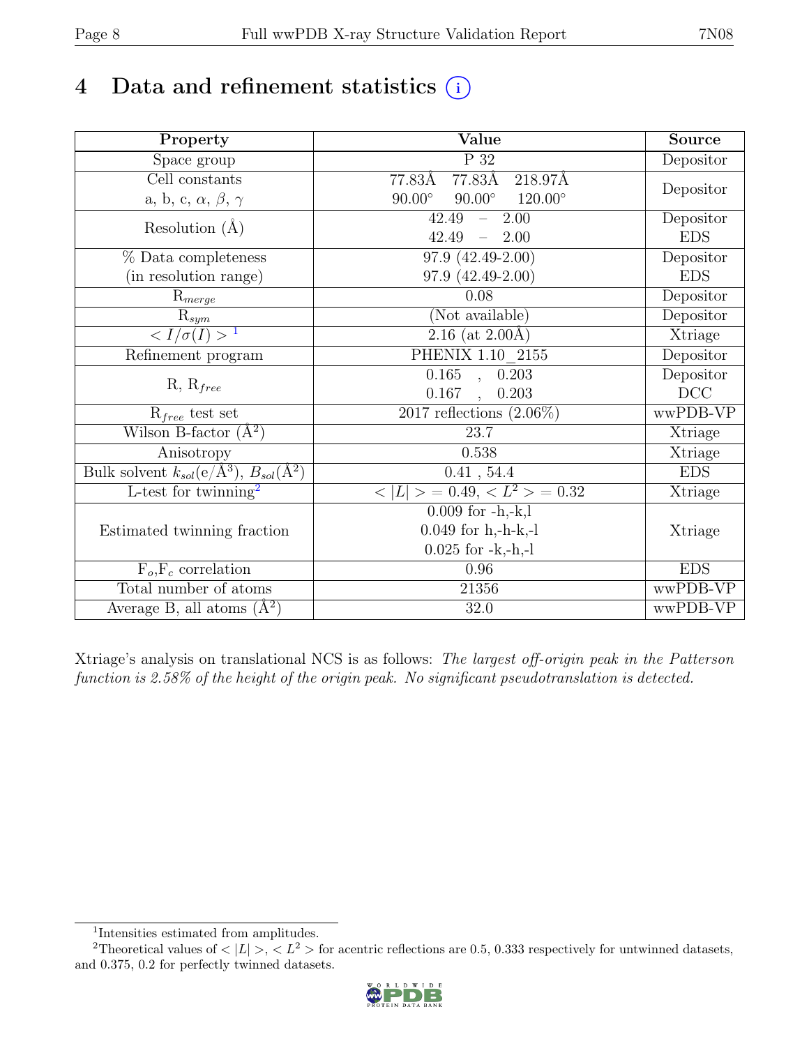# 4 Data and refinement statistics

| Property | Value | Source |
|---|---|---|
| Space group | P 32 | Depositor |
| Cell constants<br>a, b, c, $\alpha$, $\beta$, $\gamma$ | 77.83Å 77.83Å 218.97Å<br>90.00° 90.00° 120.00° | Depositor |
| Resolution (Å) | 42.49 – 2.00<br>42.49 – 2.00 | Depositor<br>EDS |
| % Data completeness<br>(in resolution range) | 97.9 (42.49-2.00)<br>97.9 (42.49-2.00) | Depositor<br>EDS |
| $R_{merge}$ | 0.08 | Depositor |
| $R_{sym}$ | (Not available) | Depositor |
| $< I/\sigma(I) >$ [1] | 2.16 (at 2.00Å) | Xtriage |
| Refinement program | PHENIX 1.10_2155 | Depositor |
| R, $R_{free}$ | 0.165 , 0.203<br>0.167 , 0.203 | Depositor<br>DCC |
| $R_{free}$ test set | 2017 reflections (2.06%) | wwPDB-VP |
| Wilson B-factor ($Å^2$) | 23.7 | Xtriage |
| Anisotropy | 0.538 | Xtriage |
| Bulk solvent $k_{sol}$(e/$Å^3$), $B_{sol}$($Å^2$) | 0.41 , 54.4 | EDS |
| L-test for twinning[2] | $< \|L\| > = 0.49$, $< L^2 > = 0.32$ | Xtriage |
| Estimated twinning fraction | 0.009 for -h,-k,l<br>0.049 for h,-h-k,-l<br>0.025 for -k,-h,-l | Xtriage |
| $F_o$,$F_c$ correlation | 0.96 | EDS |
| Total number of atoms | 21356 | wwPDB-VP |
| Average B, all atoms ($Å^2$) | 32.0 | wwPDB-VP |

Xtriage's analysis on translational NCS is as follows: *The largest off-origin peak in the Patterson function is 2.58% of the height of the origin peak. No significant pseudotranslation is detected.*

[1] Intensities estimated from amplitudes.

[2] Theoretical values of $< |L| >$, $< L^2 >$ for acentric reflections are 0.5, 0.333 respectively for untwinned datasets, and 0.375, 0.2 for perfectly twinned datasets.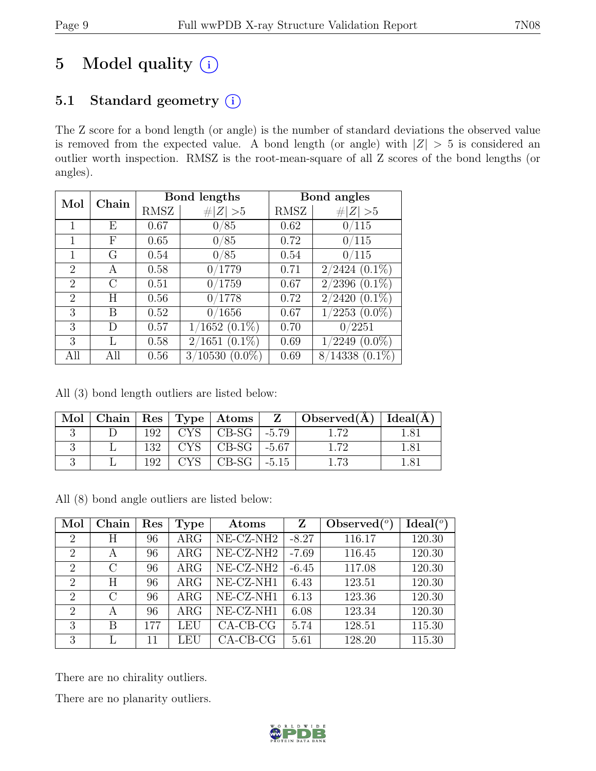# 5 Model quality ⓘ

## 5.1 Standard geometry ⓘ

The Z score for a bond length (or angle) is the number of standard deviations the observed value is removed from the expected value. A bond length (or angle) with $|Z| > 5$ is considered an outlier worth inspection. RMSZ is the root-mean-square of all Z scores of the bond lengths (or angles).

| Mol | Chain | Bond lengths | | Bond angles | |
|---|---|---|---|---|---|
| | | RMSZ | $\#|Z| > 5$ | RMSZ | $\#|Z| > 5$ |
| 1 | E | 0.67 | 0/85 | 0.62 | 0/115 |
| 1 | F | 0.65 | 0/85 | 0.72 | 0/115 |
| 1 | G | 0.54 | 0/85 | 0.54 | 0/115 |
| 2 | A | 0.58 | 0/1779 | 0.71 | 2/2424 (0.1%) |
| 2 | C | 0.51 | 0/1759 | 0.67 | 2/2396 (0.1%) |
| 2 | H | 0.56 | 0/1778 | 0.72 | 2/2420 (0.1%) |
| 3 | B | 0.52 | 0/1656 | 0.67 | 1/2253 (0.0%) |
| 3 | D | 0.57 | 1/1652 (0.1%) | 0.70 | 0/2251 |
| 3 | L | 0.58 | 2/1651 (0.1%) | 0.69 | 1/2249 (0.0%) |
| All | All | 0.56 | 3/10530 (0.0%) | 0.69 | 8/14338 (0.1%) |

All (3) bond length outliers are listed below:

| Mol | Chain | Res | Type | Atoms | Z | Observed(Å) | Ideal(Å) |
|---|---|---|---|---|---|---|---|
| 3 | D | 192 | CYS | CB-SG | -5.79 | 1.72 | 1.81 |
| 3 | L | 132 | CYS | CB-SG | -5.67 | 1.72 | 1.81 |
| 3 | L | 192 | CYS | CB-SG | -5.15 | 1.73 | 1.81 |

All (8) bond angle outliers are listed below:

| Mol | Chain | Res | Type | Atoms | Z | Observed(°) | Ideal(°) |
|---|---|---|---|---|---|---|---|
| 2 | H | 96 | ARG | NE-CZ-NH2 | -8.27 | 116.17 | 120.30 |
| 2 | A | 96 | ARG | NE-CZ-NH2 | -7.69 | 116.45 | 120.30 |
| 2 | C | 96 | ARG | NE-CZ-NH2 | -6.45 | 117.08 | 120.30 |
| 2 | H | 96 | ARG | NE-CZ-NH1 | 6.43 | 123.51 | 120.30 |
| 2 | C | 96 | ARG | NE-CZ-NH1 | 6.13 | 123.36 | 120.30 |
| 2 | A | 96 | ARG | NE-CZ-NH1 | 6.08 | 123.34 | 120.30 |
| 3 | B | 177 | LEU | CA-CB-CG | 5.74 | 128.51 | 115.30 |
| 3 | L | 11 | LEU | CA-CB-CG | 5.61 | 128.20 | 115.30 |

There are no chirality outliers.

There are no planarity outliers.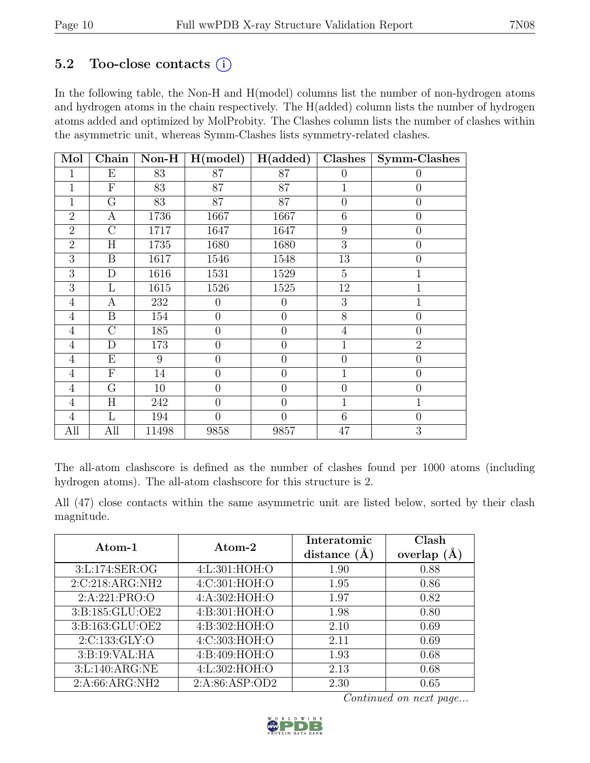### 5.2 Too-close contacts (i)

In the following table, the Non-H and H(model) columns list the number of non-hydrogen atoms and hydrogen atoms in the chain respectively. The H(added) column lists the number of hydrogen atoms added and optimized by MolProbity. The Clashes column lists the number of clashes within the asymmetric unit, whereas Symm-Clashes lists symmetry-related clashes.

| Mol | Chain | Non-H | H(model) | H(added) | Clashes | Symm-Clashes |
|---|---|---|---|---|---|---|
| 1 | E | 83 | 87 | 87 | 0 | 0 |
| 1 | F | 83 | 87 | 87 | 1 | 0 |
| 1 | G | 83 | 87 | 87 | 0 | 0 |
| 2 | A | 1736 | 1667 | 1667 | 6 | 0 |
| 2 | C | 1717 | 1647 | 1647 | 9 | 0 |
| 2 | H | 1735 | 1680 | 1680 | 3 | 0 |
| 3 | B | 1617 | 1546 | 1548 | 13 | 0 |
| 3 | D | 1616 | 1531 | 1529 | 5 | 1 |
| 3 | L | 1615 | 1526 | 1525 | 12 | 1 |
| 4 | A | 232 | 0 | 0 | 3 | 1 |
| 4 | B | 154 | 0 | 0 | 8 | 0 |
| 4 | C | 185 | 0 | 0 | 4 | 0 |
| 4 | D | 173 | 0 | 0 | 1 | 2 |
| 4 | E | 9 | 0 | 0 | 0 | 0 |
| 4 | F | 14 | 0 | 0 | 1 | 0 |
| 4 | G | 10 | 0 | 0 | 0 | 0 |
| 4 | H | 242 | 0 | 0 | 1 | 1 |
| 4 | L | 194 | 0 | 0 | 6 | 0 |
| All | All | 11498 | 9858 | 9857 | 47 | 3 |

The all-atom clashscore is defined as the number of clashes found per 1000 atoms (including hydrogen atoms). The all-atom clashscore for this structure is 2.

All (47) close contacts within the same asymmetric unit are listed below, sorted by their clash magnitude.

| Atom-1 | Atom-2 | Interatomic distance (Å) | Clash overlap (Å) |
|---|---|---|---|
| 3:L:174:SER:OG | 4:L:301:HOH:O | 1.90 | 0.88 |
| 2:C:218:ARG:NH2 | 4:C:301:HOH:O | 1.95 | 0.86 |
| 2:A:221:PRO:O | 4:A:302:HOH:O | 1.97 | 0.82 |
| 3:B:185:GLU:OE2 | 4:B:301:HOH:O | 1.98 | 0.80 |
| 3:B:163:GLU:OE2 | 4:B:302:HOH:O | 2.10 | 0.69 |
| 2:C:133:GLY:O | 4:C:303:HOH:O | 2.11 | 0.69 |
| 3:B:19:VAL:HA | 4:B:409:HOH:O | 1.93 | 0.68 |
| 3:L:140:ARG:NE | 4:L:302:HOH:O | 2.13 | 0.68 |
| 2:A:66:ARG:NH2 | 2:A:86:ASP:OD2 | 2.30 | 0.65 |

*Continued on next page...*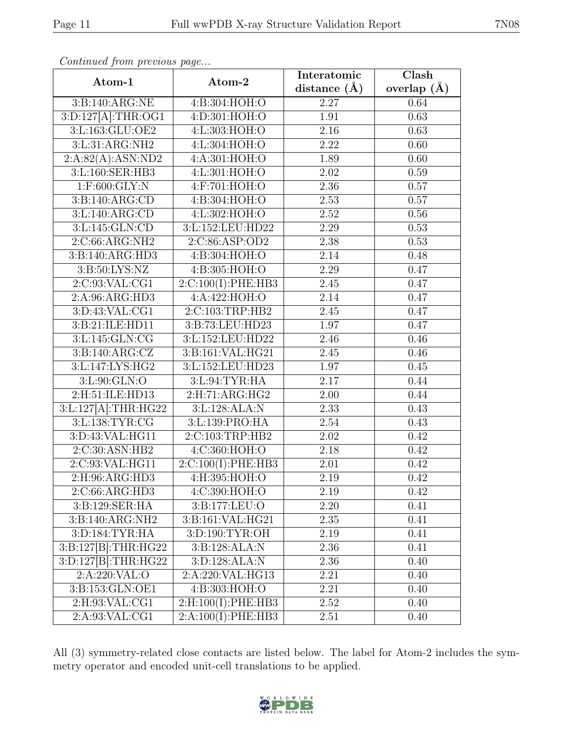*Continued from previous page...*

| Atom-1 | Atom-2 | Interatomic distance (Å) | Clash overlap (Å) |
|---|---|---|---|
| 3:B:140:ARG:NE | 4:B:304:HOH:O | 2.27 | 0.64 |
| 3:D:127[A]:THR:OG1 | 4:D:301:HOH:O | 1.91 | 0.63 |
| 3:L:163:GLU:OE2 | 4:L:303:HOH:O | 2.16 | 0.63 |
| 3:L:31:ARG:NH2 | 4:L:304:HOH:O | 2.22 | 0.60 |
| 2:A:82(A):ASN:ND2 | 4:A:301:HOH:O | 1.89 | 0.60 |
| 3:L:160:SER:HB3 | 4:L:301:HOH:O | 2.02 | 0.59 |
| 1:F:600:GLY:N | 4:F:701:HOH:O | 2.36 | 0.57 |
| 3:B:140:ARG:CD | 4:B:304:HOH:O | 2.53 | 0.57 |
| 3:L:140:ARG:CD | 4:L:302:HOH:O | 2.52 | 0.56 |
| 3:L:145:GLN:CD | 3:L:152:LEU:HD22 | 2.29 | 0.53 |
| 2:C:66:ARG:NH2 | 2:C:86:ASP:OD2 | 2.38 | 0.53 |
| 3:B:140:ARG:HD3 | 4:B:304:HOH:O | 2.14 | 0.48 |
| 3:B:50:LYS:NZ | 4:B:305:HOH:O | 2.29 | 0.47 |
| 2:C:93:VAL:CG1 | 2:C:100(I):PHE:HB3 | 2.45 | 0.47 |
| 2:A:96:ARG:HD3 | 4:A:422:HOH:O | 2.14 | 0.47 |
| 3:D:43:VAL:CG1 | 2:C:103:TRP:HB2 | 2.45 | 0.47 |
| 3:B:21:ILE:HD11 | 3:B:73:LEU:HD23 | 1.97 | 0.47 |
| 3:L:145:GLN:CG | 3:L:152:LEU:HD22 | 2.46 | 0.46 |
| 3:B:140:ARG:CZ | 3:B:161:VAL:HG21 | 2.45 | 0.46 |
| 3:L:147:LYS:HG2 | 3:L:152:LEU:HD23 | 1.97 | 0.45 |
| 3:L:90:GLN:O | 3:L:94:TYR:HA | 2.17 | 0.44 |
| 2:H:51:ILE:HD13 | 2:H:71:ARG:HG2 | 2.00 | 0.44 |
| 3:L:127[A]:THR:HG22 | 3:L:128:ALA:N | 2.33 | 0.43 |
| 3:L:138:TYR:CG | 3:L:139:PRO:HA | 2.54 | 0.43 |
| 3:D:43:VAL:HG11 | 2:C:103:TRP:HB2 | 2.02 | 0.42 |
| 2:C:30:ASN:HB2 | 4:C:360:HOH:O | 2.18 | 0.42 |
| 2:C:93:VAL:HG11 | 2:C:100(I):PHE:HB3 | 2.01 | 0.42 |
| 2:H:96:ARG:HD3 | 4:H:395:HOH:O | 2.19 | 0.42 |
| 2:C:66:ARG:HD3 | 4:C:390:HOH:O | 2.19 | 0.42 |
| 3:B:129:SER:HA | 3:B:177:LEU:O | 2.20 | 0.41 |
| 3:B:140:ARG:NH2 | 3:B:161:VAL:HG21 | 2.35 | 0.41 |
| 3:D:184:TYR:HA | 3:D:190:TYR:OH | 2.19 | 0.41 |
| 3:B:127[B]:THR:HG22 | 3:B:128:ALA:N | 2.36 | 0.41 |
| 3:D:127[B]:THR:HG22 | 3:D:128:ALA:N | 2.36 | 0.40 |
| 2:A:220:VAL:O | 2:A:220:VAL:HG13 | 2.21 | 0.40 |
| 3:B:153:GLN:OE1 | 4:B:303:HOH:O | 2.21 | 0.40 |
| 2:H:93:VAL:CG1 | 2:H:100(I):PHE:HB3 | 2.52 | 0.40 |
| 2:A:93:VAL:CG1 | 2:A:100(I):PHE:HB3 | 2.51 | 0.40 |

All (3) symmetry-related close contacts are listed below. The label for Atom-2 includes the symmetry operator and encoded unit-cell translations to be applied.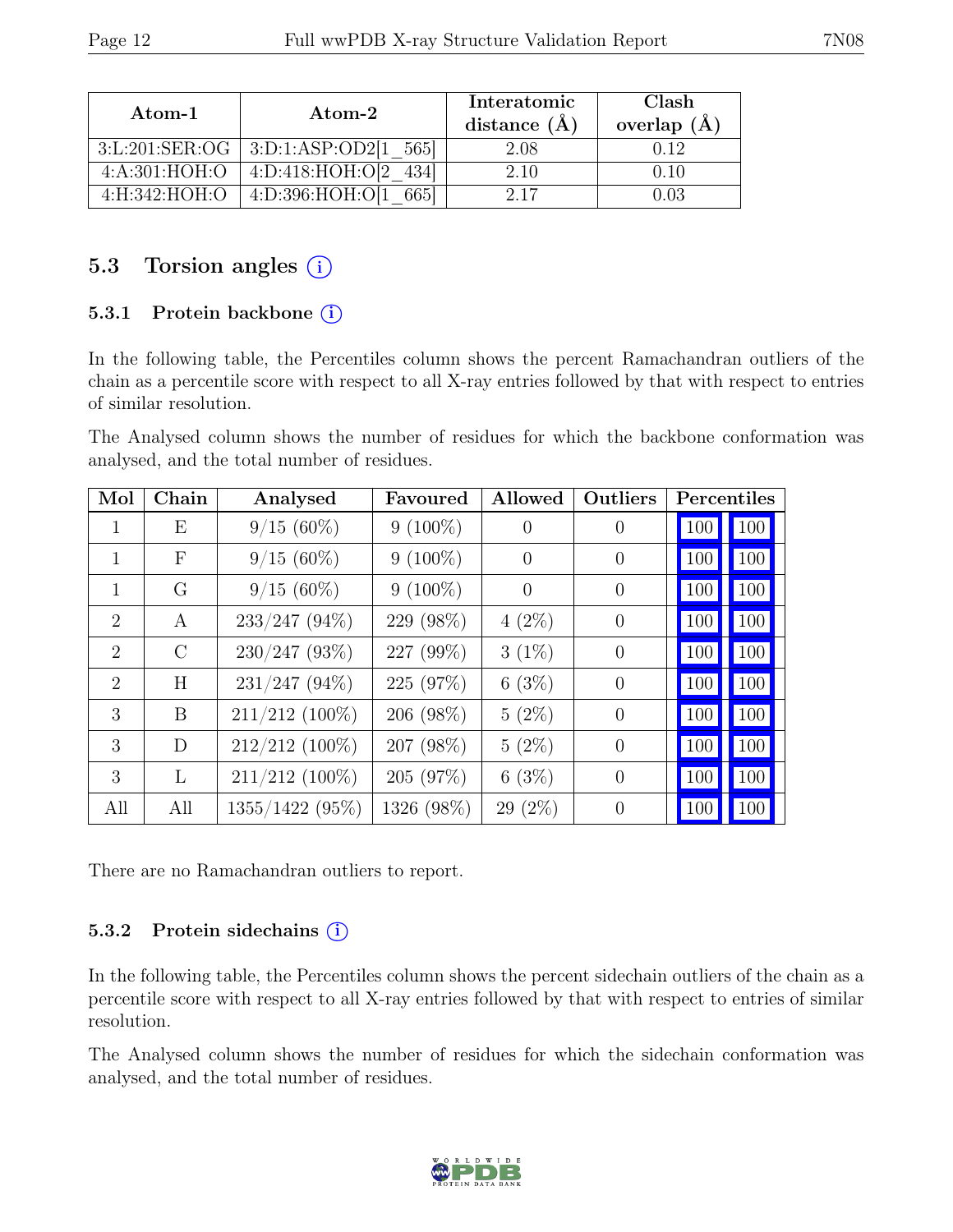| Atom-1 | Atom-2 | Interatomic distance (Å) | Clash overlap (Å) |
|---|---|---|---|
| 3:L:201:SER:OG | 3:D:1:ASP:OD2[1_565] | 2.08 | 0.12 |
| 4:A:301:HOH:O | 4:D:418:HOH:O[2_434] | 2.10 | 0.10 |
| 4:H:342:HOH:O | 4:D:396:HOH:O[1_665] | 2.17 | 0.03 |

## 5.3 Torsion angles (i)

### 5.3.1 Protein backbone (i)

In the following table, the Percentiles column shows the percent Ramachandran outliers of the chain as a percentile score with respect to all X-ray entries followed by that with respect to entries of similar resolution.

The Analysed column shows the number of residues for which the backbone conformation was analysed, and the total number of residues.

| Mol | Chain | Analysed | Favoured | Allowed | Outliers | Percentiles | |
|---|---|---|---|---|---|---|---|
| 1 | E | 9/15 (60%) | 9 (100%) | 0 | 0 | 100 | 100 |
| 1 | F | 9/15 (60%) | 9 (100%) | 0 | 0 | 100 | 100 |
| 1 | G | 9/15 (60%) | 9 (100%) | 0 | 0 | 100 | 100 |
| 2 | A | 233/247 (94%) | 229 (98%) | 4 (2%) | 0 | 100 | 100 |
| 2 | C | 230/247 (93%) | 227 (99%) | 3 (1%) | 0 | 100 | 100 |
| 2 | H | 231/247 (94%) | 225 (97%) | 6 (3%) | 0 | 100 | 100 |
| 3 | B | 211/212 (100%) | 206 (98%) | 5 (2%) | 0 | 100 | 100 |
| 3 | D | 212/212 (100%) | 207 (98%) | 5 (2%) | 0 | 100 | 100 |
| 3 | L | 211/212 (100%) | 205 (97%) | 6 (3%) | 0 | 100 | 100 |
| All | All | 1355/1422 (95%) | 1326 (98%) | 29 (2%) | 0 | 100 | 100 |

There are no Ramachandran outliers to report.

### 5.3.2 Protein sidechains (i)

In the following table, the Percentiles column shows the percent sidechain outliers of the chain as a percentile score with respect to all X-ray entries followed by that with respect to entries of similar resolution.

The Analysed column shows the number of residues for which the sidechain conformation was analysed, and the total number of residues.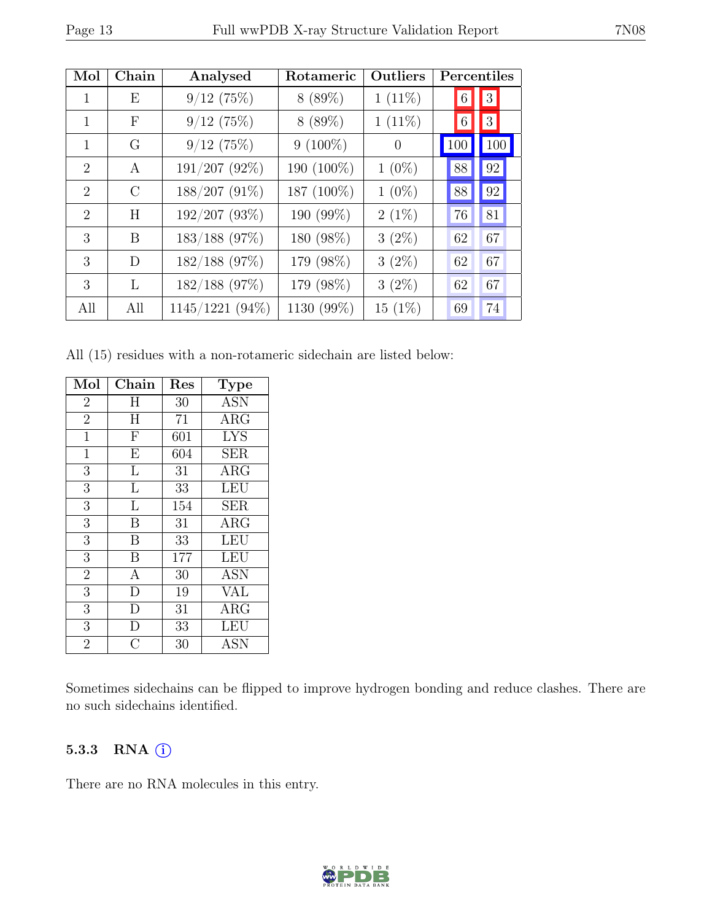| Mol | Chain | Analysed | Rotameric | Outliers | Percentiles | |
|---|---|---|---|---|---|---|
| 1 | E | 9/12 (75%) | 8 (89%) | 1 (11%) | 6 | 3 |
| 1 | F | 9/12 (75%) | 8 (89%) | 1 (11%) | 6 | 3 |
| 1 | G | 9/12 (75%) | 9 (100%) | 0 | 100 | 100 |
| 2 | A | 191/207 (92%) | 190 (100%) | 1 (0%) | 88 | 92 |
| 2 | C | 188/207 (91%) | 187 (100%) | 1 (0%) | 88 | 92 |
| 2 | H | 192/207 (93%) | 190 (99%) | 2 (1%) | 76 | 81 |
| 3 | B | 183/188 (97%) | 180 (98%) | 3 (2%) | 62 | 67 |
| 3 | D | 182/188 (97%) | 179 (98%) | 3 (2%) | 62 | 67 |
| 3 | L | 182/188 (97%) | 179 (98%) | 3 (2%) | 62 | 67 |
| All | All | 1145/1221 (94%) | 1130 (99%) | 15 (1%) | 69 | 74 |

All (15) residues with a non-rotameric sidechain are listed below:

| Mol | Chain | Res | Type |
|---|---|---|---|
| 2 | H | 30 | ASN |
| 2 | H | 71 | ARG |
| 1 | F | 601 | LYS |
| 1 | E | 604 | SER |
| 3 | L | 31 | ARG |
| 3 | L | 33 | LEU |
| 3 | L | 154 | SER |
| 3 | B | 31 | ARG |
| 3 | B | 33 | LEU |
| 3 | B | 177 | LEU |
| 2 | A | 30 | ASN |
| 3 | D | 19 | VAL |
| 3 | D | 31 | ARG |
| 3 | D | 33 | LEU |
| 2 | C | 30 | ASN |

Sometimes sidechains can be flipped to improve hydrogen bonding and reduce clashes. There are no such sidechains identified.

### 5.3.3 RNA

There are no RNA molecules in this entry.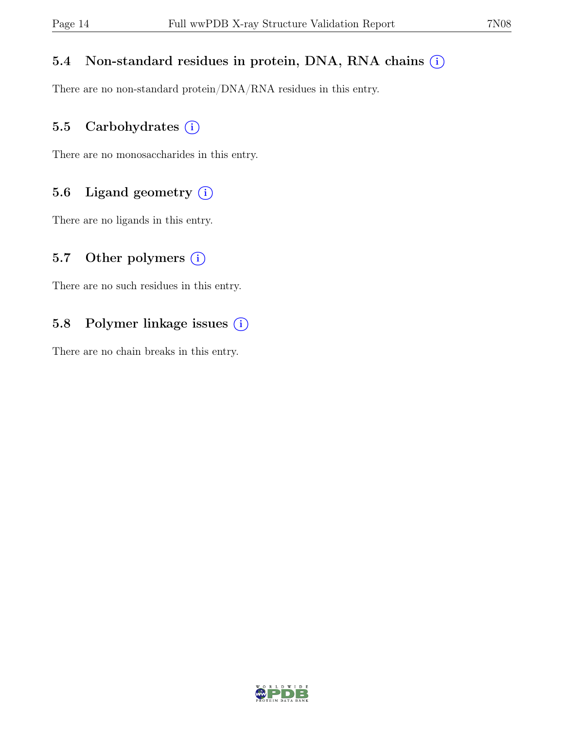### 5.4 Non-standard residues in protein, DNA, RNA chains (i)

There are no non-standard protein/DNA/RNA residues in this entry.

### 5.5 Carbohydrates (i)

There are no monosaccharides in this entry.

### 5.6 Ligand geometry (i)

There are no ligands in this entry.

### 5.7 Other polymers (i)

There are no such residues in this entry.

### 5.8 Polymer linkage issues (i)

There are no chain breaks in this entry.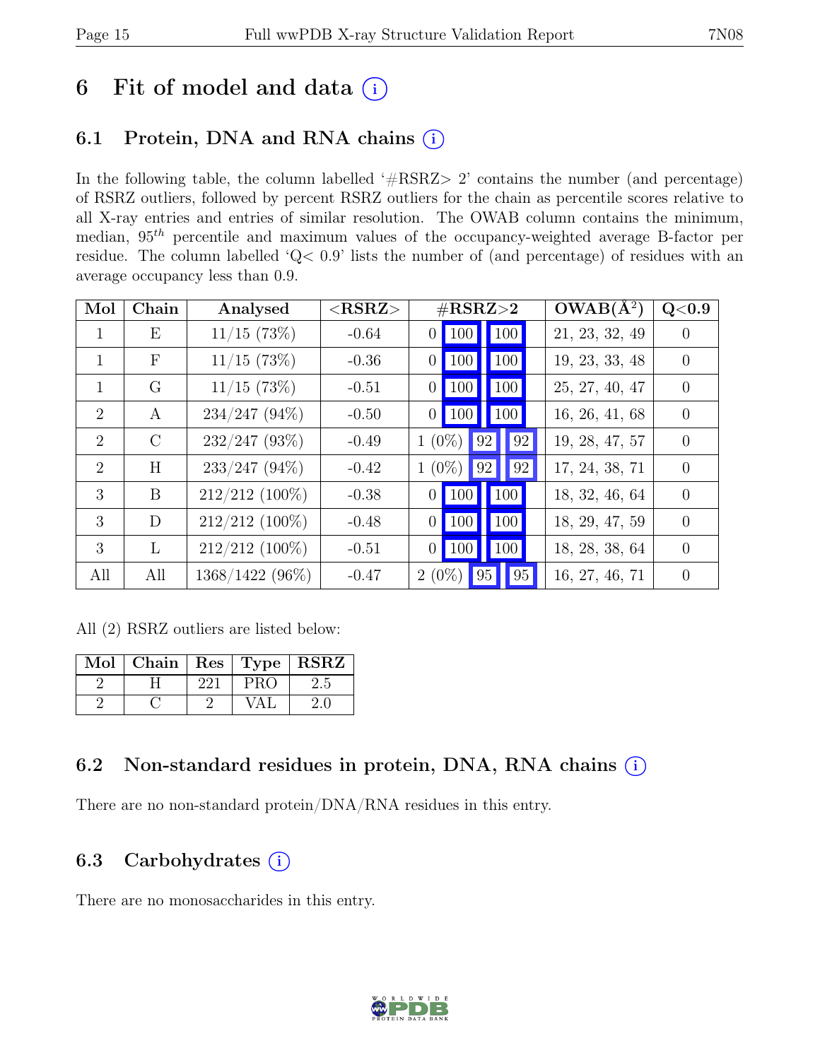# 6 Fit of model and data (i)

## 6.1 Protein, DNA and RNA chains (i)

In the following table, the column labelled '#RSRZ> 2' contains the number (and percentage) of RSRZ outliers, followed by percent RSRZ outliers for the chain as percentile scores relative to all X-ray entries and entries of similar resolution. The OWAB column contains the minimum, median, $95^{th}$ percentile and maximum values of the occupancy-weighted average B-factor per residue. The column labelled 'Q< 0.9' lists the number of (and percentage) of residues with an average occupancy less than 0.9.

| Mol | Chain | Analysed | <RSRZ> | #RSRZ>2 | | | OWAB(Å$^2$) | Q<0.9 |
|---|---|---|---|---|---|---|---|---|
| 1 | E | 11/15 (73%) | -0.64 | 0 | 100 | 100 | 21, 23, 32, 49 | 0 |
| 1 | F | 11/15 (73%) | -0.36 | 0 | 100 | 100 | 19, 23, 33, 48 | 0 |
| 1 | G | 11/15 (73%) | -0.51 | 0 | 100 | 100 | 25, 27, 40, 47 | 0 |
| 2 | A | 234/247 (94%) | -0.50 | 0 | 100 | 100 | 16, 26, 41, 68 | 0 |
| 2 | C | 232/247 (93%) | -0.49 | 1 (0%) | 92 | 92 | 19, 28, 47, 57 | 0 |
| 2 | H | 233/247 (94%) | -0.42 | 1 (0%) | 92 | 92 | 17, 24, 38, 71 | 0 |
| 3 | B | 212/212 (100%) | -0.38 | 0 | 100 | 100 | 18, 32, 46, 64 | 0 |
| 3 | D | 212/212 (100%) | -0.48 | 0 | 100 | 100 | 18, 29, 47, 59 | 0 |
| 3 | L | 212/212 (100%) | -0.51 | 0 | 100 | 100 | 18, 28, 38, 64 | 0 |
| All | All | 1368/1422 (96%) | -0.47 | 2 (0%) | 95 | 95 | 16, 27, 46, 71 | 0 |

All (2) RSRZ outliers are listed below:

| Mol | Chain | Res | Type | RSRZ |
|---|---|---|---|---|
| 2 | H | 221 | PRO | 2.5 |
| 2 | C | 2 | VAL | 2.0 |

## 6.2 Non-standard residues in protein, DNA, RNA chains (i)

There are no non-standard protein/DNA/RNA residues in this entry.

## 6.3 Carbohydrates (i)

There are no monosaccharides in this entry.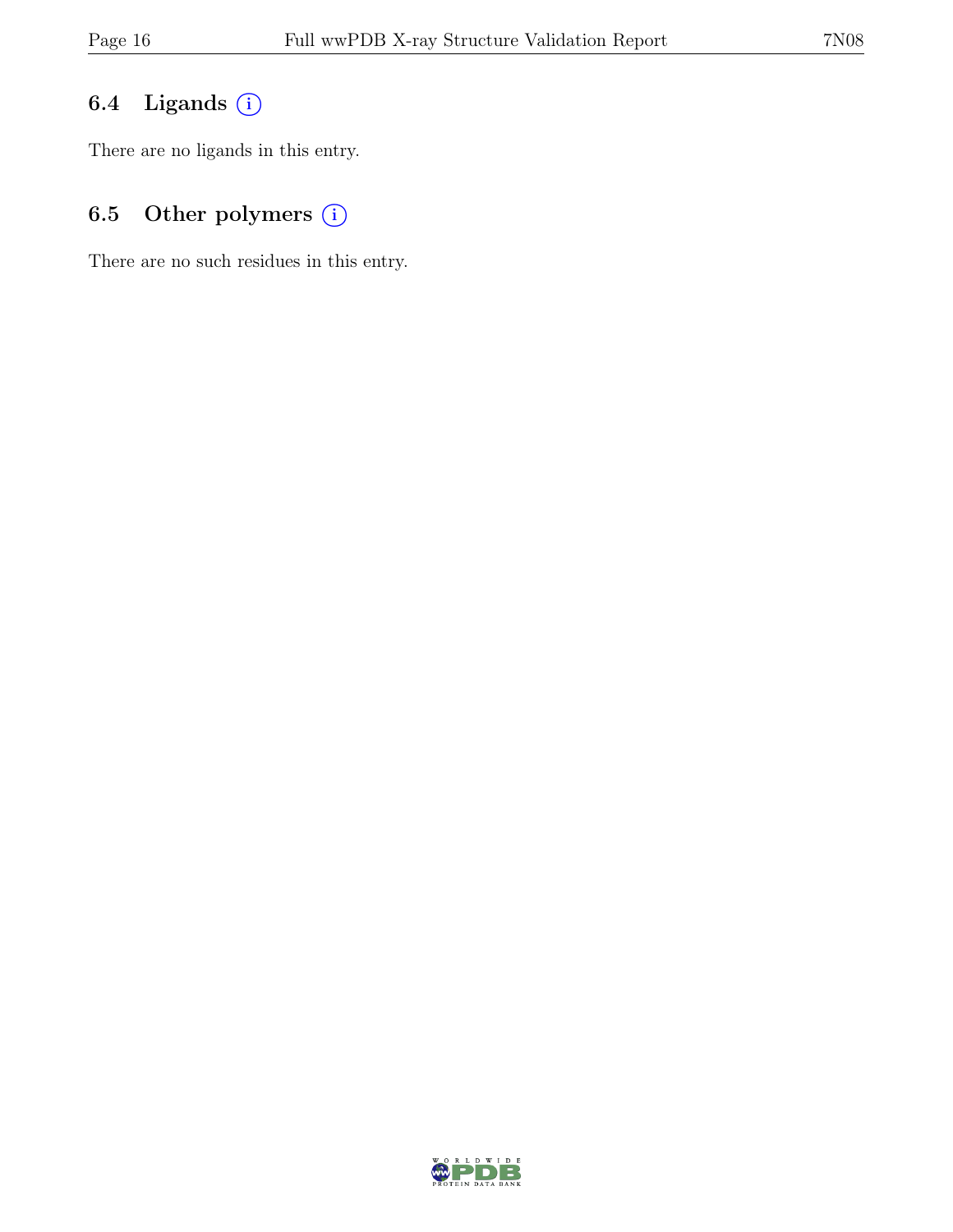## 6.4 Ligands

There are no ligands in this entry.

## 6.5 Other polymers

There are no such residues in this entry.